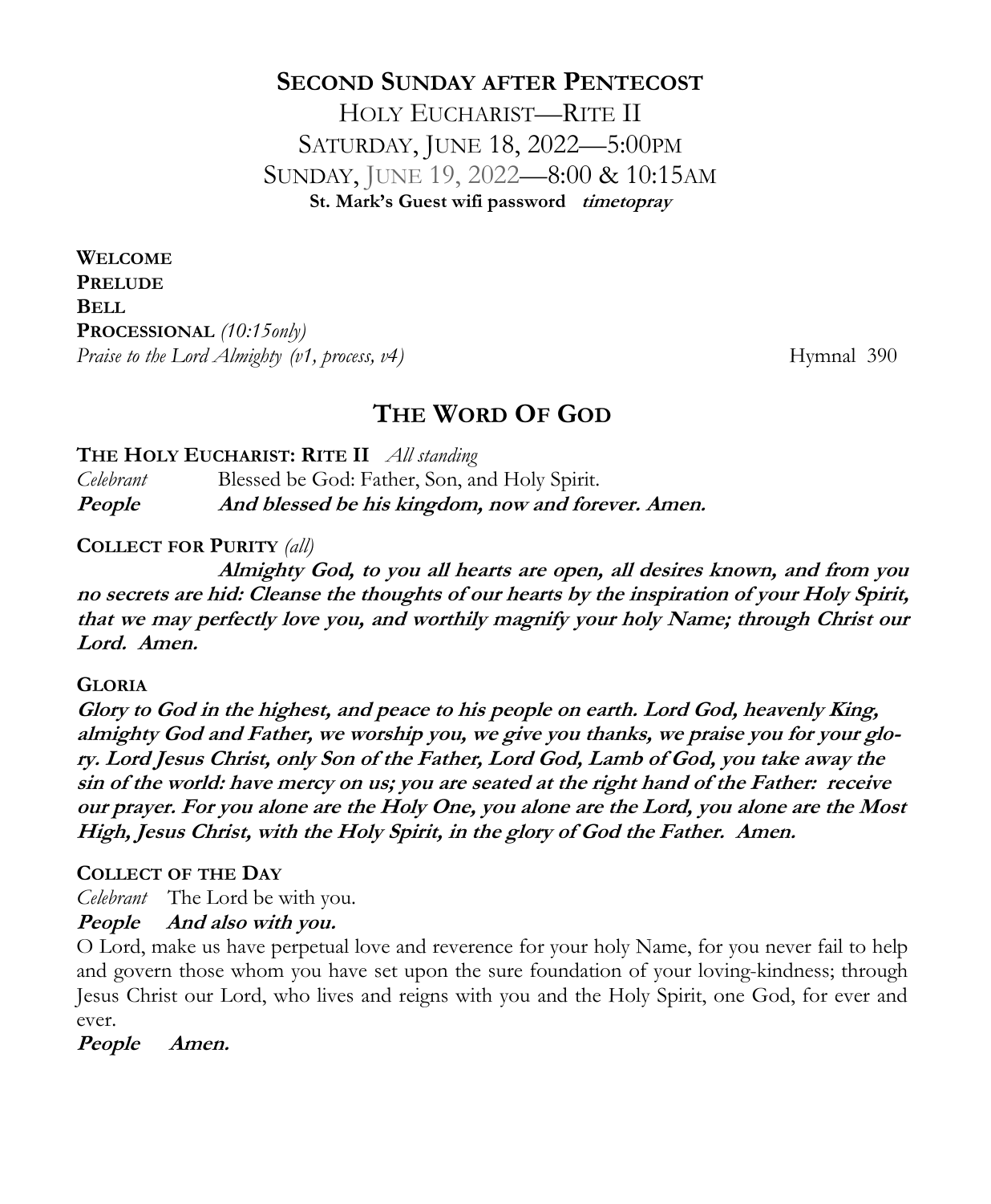# SECOND SUNDAY AFTER PENTECOST

HOLY EUCHARIST—RITE II

SATURDAY, JUNE 18, 2022—5:00PM

SUNDAY, JUNE 19, 2022—8:00 & 10:15AM

**St. Mark's Guest wifi password** ***timetopray***

**WELCOME**

**PRELUDE**

**BELL**

**PROCESSIONAL** *(10:15only)*

*Praise to the Lord Almighty (v1, process, v4)* Hymnal 390

## THE WORD OF GOD

**THE HOLY EUCHARIST: RITE II** *All standing*

*Celebrant* Blessed be God: Father, Son, and Holy Spirit.

***People*** ***And blessed be his kingdom, now and forever. Amen.***

**COLLECT FOR PURITY** *(all)*

***Almighty God, to you all hearts are open, all desires known, and from you no secrets are hid: Cleanse the thoughts of our hearts by the inspiration of your Holy Spirit, that we may perfectly love you, and worthily magnify your holy Name; through Christ our Lord. Amen.***

**GLORIA**

***Glory to God in the highest, and peace to his people on earth. Lord God, heavenly King, almighty God and Father, we worship you, we give you thanks, we praise you for your glory. Lord Jesus Christ, only Son of the Father, Lord God, Lamb of God, you take away the sin of the world: have mercy on us; you are seated at the right hand of the Father: receive our prayer. For you alone are the Holy One, you alone are the Lord, you alone are the Most High, Jesus Christ, with the Holy Spirit, in the glory of God the Father. Amen.***

**COLLECT OF THE DAY**

*Celebrant* The Lord be with you.

***People*** ***And also with you.***

O Lord, make us have perpetual love and reverence for your holy Name, for you never fail to help and govern those whom you have set upon the sure foundation of your loving-kindness; through Jesus Christ our Lord, who lives and reigns with you and the Holy Spirit, one God, for ever and ever.

***People*** ***Amen.***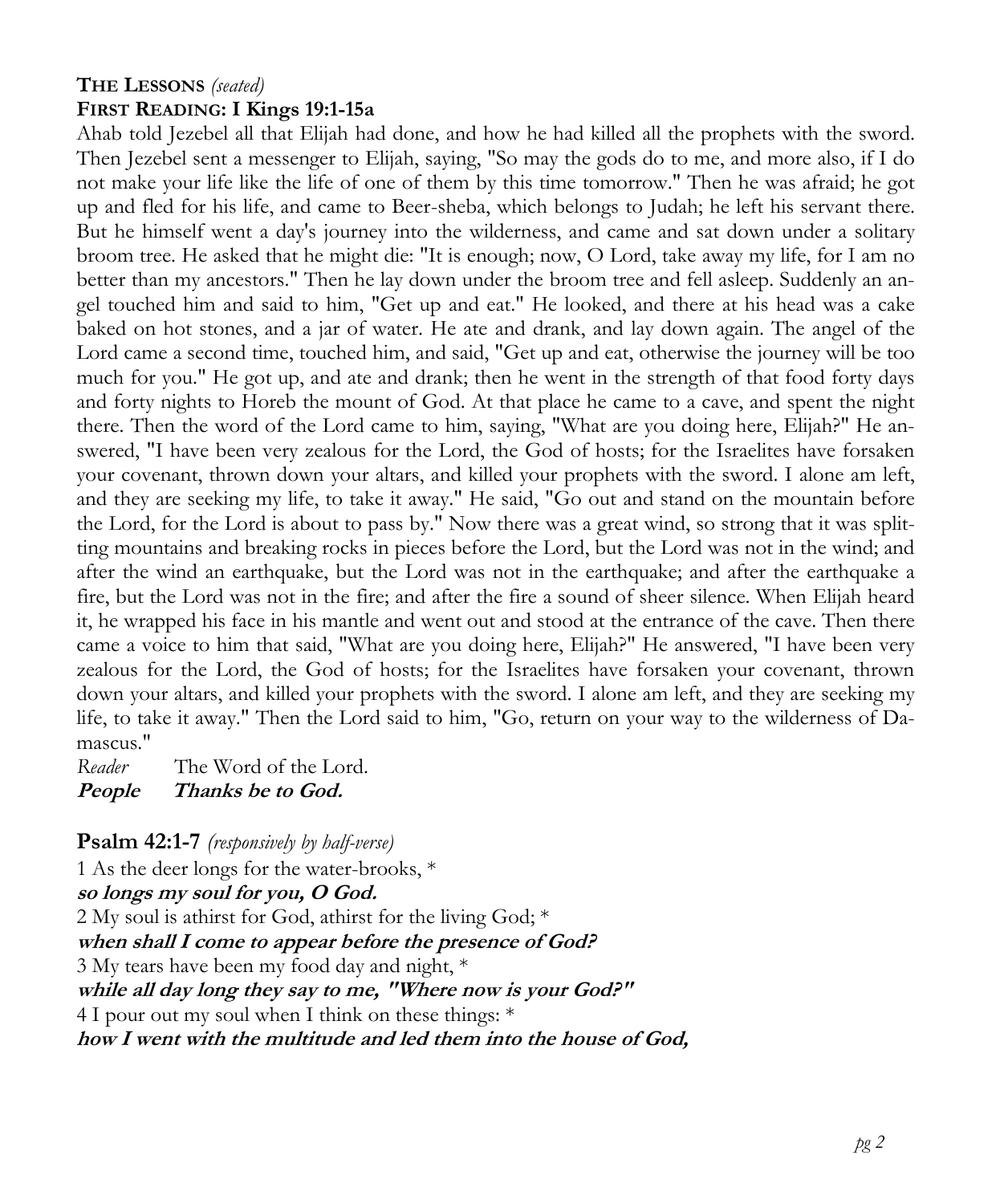**THE LESSONS** *(seated)*

**FIRST READING: I Kings 19:1-15a**

Ahab told Jezebel all that Elijah had done, and how he had killed all the prophets with the sword. Then Jezebel sent a messenger to Elijah, saying, "So may the gods do to me, and more also, if I do not make your life like the life of one of them by this time tomorrow." Then he was afraid; he got up and fled for his life, and came to Beer-sheba, which belongs to Judah; he left his servant there. But he himself went a day's journey into the wilderness, and came and sat down under a solitary broom tree. He asked that he might die: "It is enough; now, O Lord, take away my life, for I am no better than my ancestors." Then he lay down under the broom tree and fell asleep. Suddenly an angel touched him and said to him, "Get up and eat." He looked, and there at his head was a cake baked on hot stones, and a jar of water. He ate and drank, and lay down again. The angel of the Lord came a second time, touched him, and said, "Get up and eat, otherwise the journey will be too much for you." He got up, and ate and drank; then he went in the strength of that food forty days and forty nights to Horeb the mount of God. At that place he came to a cave, and spent the night there. Then the word of the Lord came to him, saying, "What are you doing here, Elijah?" He answered, "I have been very zealous for the Lord, the God of hosts; for the Israelites have forsaken your covenant, thrown down your altars, and killed your prophets with the sword. I alone am left, and they are seeking my life, to take it away." He said, "Go out and stand on the mountain before the Lord, for the Lord is about to pass by." Now there was a great wind, so strong that it was splitting mountains and breaking rocks in pieces before the Lord, but the Lord was not in the wind; and after the wind an earthquake, but the Lord was not in the earthquake; and after the earthquake a fire, but the Lord was not in the fire; and after the fire a sound of sheer silence. When Elijah heard it, he wrapped his face in his mantle and went out and stood at the entrance of the cave. Then there came a voice to him that said, "What are you doing here, Elijah?" He answered, "I have been very zealous for the Lord, the God of hosts; for the Israelites have forsaken your covenant, thrown down your altars, and killed your prophets with the sword. I alone am left, and they are seeking my life, to take it away." Then the Lord said to him, "Go, return on your way to the wilderness of Damascus."

*Reader* The Word of the Lord.
***People* *Thanks be to God.***

**Psalm 42:1-7** *(responsively by half-verse)*

1 As the deer longs for the water-brooks, *
***so longs my soul for you, O God.***
2 My soul is athirst for God, athirst for the living God; *
***when shall I come to appear before the presence of God?***
3 My tears have been my food day and night, *
***while all day long they say to me, "Where now is your God?"***
4 I pour out my soul when I think on these things: *
***how I went with the multitude and led them into the house of God,***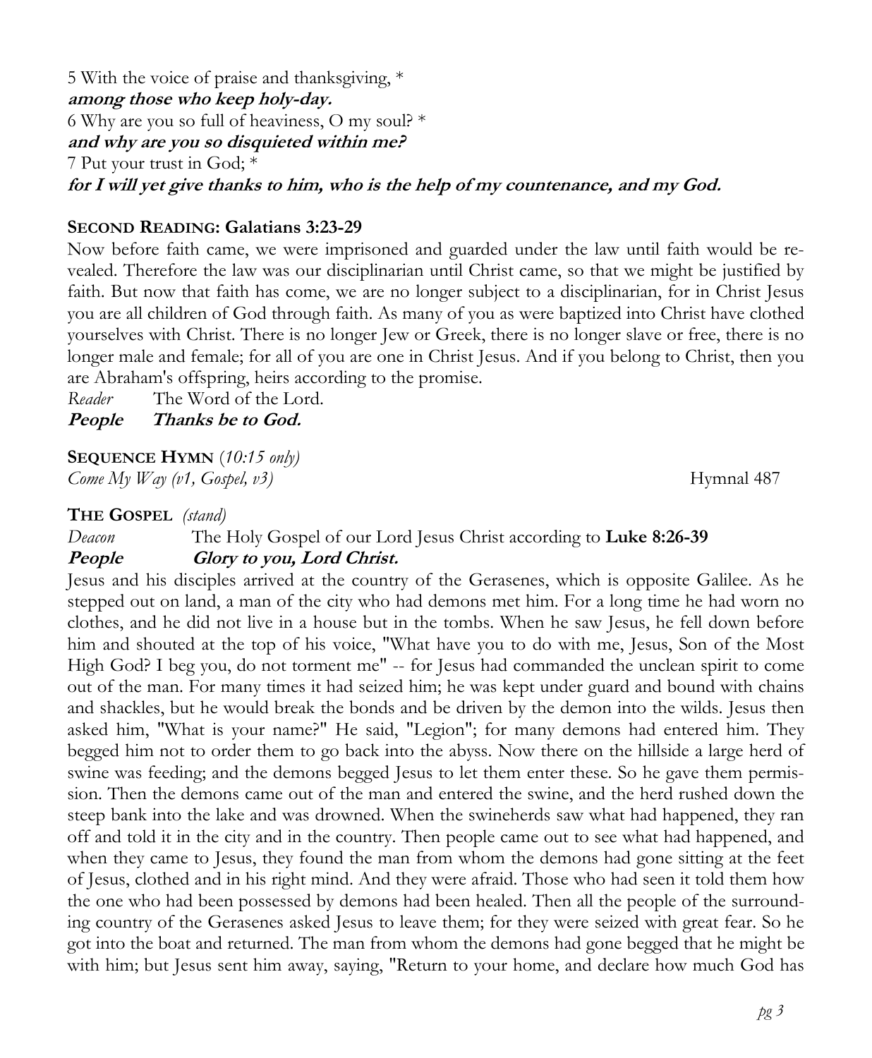5 With the voice of praise and thanksgiving, *
***among those who keep holy-day.***
6 Why are you so full of heaviness, O my soul? *
***and why are you so disquieted within me?***
7 Put your trust in God; *
***for I will yet give thanks to him, who is the help of my countenance, and my God.***

**SECOND READING: Galatians 3:23-29**

Now before faith came, we were imprisoned and guarded under the law until faith would be revealed. Therefore the law was our disciplinarian until Christ came, so that we might be justified by faith. But now that faith has come, we are no longer subject to a disciplinarian, for in Christ Jesus you are all children of God through faith. As many of you as were baptized into Christ have clothed yourselves with Christ. There is no longer Jew or Greek, there is no longer slave or free, there is no longer male and female; for all of you are one in Christ Jesus. And if you belong to Christ, then you are Abraham's offspring, heirs according to the promise.

*Reader* The Word of the Lord.
***People Thanks be to God.***

**SEQUENCE HYMN** *(10:15 only)*
*Come My Way (v1, Gospel, v3)* Hymnal 487

**THE GOSPEL** *(stand)*

*Deacon* The Holy Gospel of our Lord Jesus Christ according to **Luke 8:26-39**
***People Glory to you, Lord Christ.***

Jesus and his disciples arrived at the country of the Gerasenes, which is opposite Galilee. As he stepped out on land, a man of the city who had demons met him. For a long time he had worn no clothes, and he did not live in a house but in the tombs. When he saw Jesus, he fell down before him and shouted at the top of his voice, "What have you to do with me, Jesus, Son of the Most High God? I beg you, do not torment me" -- for Jesus had commanded the unclean spirit to come out of the man. For many times it had seized him; he was kept under guard and bound with chains and shackles, but he would break the bonds and be driven by the demon into the wilds. Jesus then asked him, "What is your name?" He said, "Legion"; for many demons had entered him. They begged him not to order them to go back into the abyss. Now there on the hillside a large herd of swine was feeding; and the demons begged Jesus to let them enter these. So he gave them permission. Then the demons came out of the man and entered the swine, and the herd rushed down the steep bank into the lake and was drowned. When the swineherds saw what had happened, they ran off and told it in the city and in the country. Then people came out to see what had happened, and when they came to Jesus, they found the man from whom the demons had gone sitting at the feet of Jesus, clothed and in his right mind. And they were afraid. Those who had seen it told them how the one who had been possessed by demons had been healed. Then all the people of the surrounding country of the Gerasenes asked Jesus to leave them; for they were seized with great fear. So he got into the boat and returned. The man from whom the demons had gone begged that he might be with him; but Jesus sent him away, saying, "Return to your home, and declare how much God has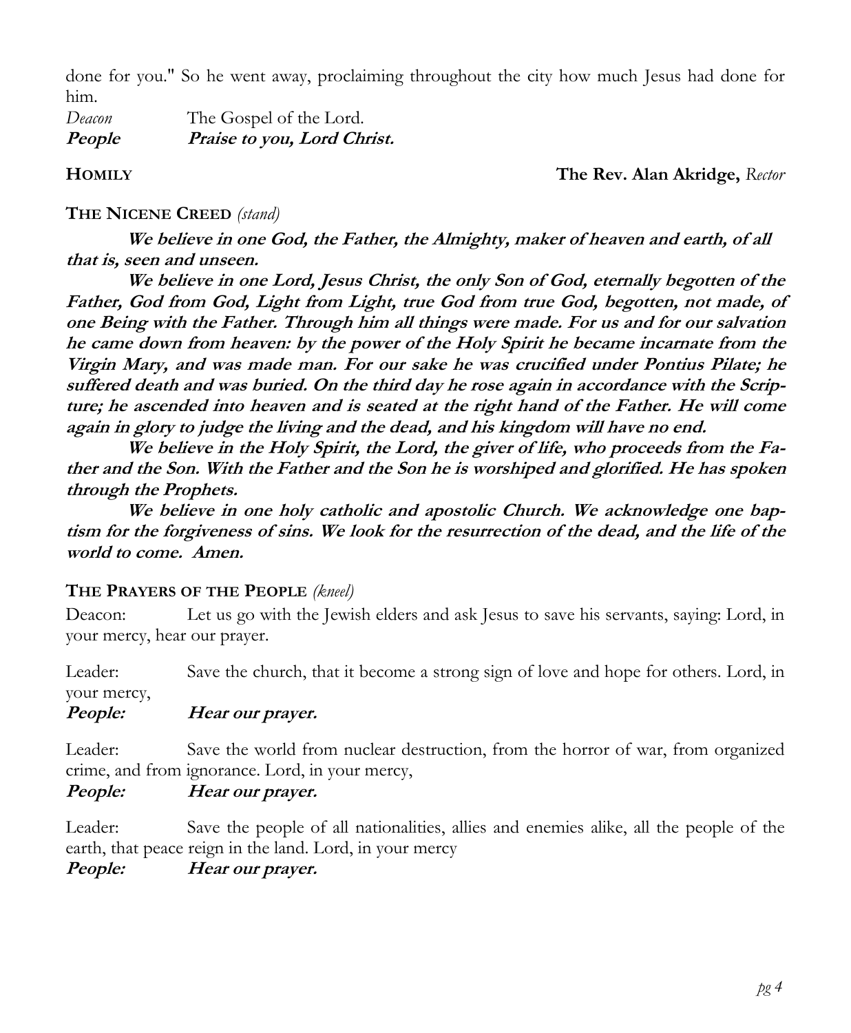done for you." So he went away, proclaiming throughout the city how much Jesus had done for him.

*Deacon* The Gospel of the Lord.
***People*** ***Praise to you, Lord Christ.***

**HOMILY** **The Rev. Alan Akridge,** *Rector*

**THE NICENE CREED** *(stand)*

***We believe in one God, the Father, the Almighty, maker of heaven and earth, of all that is, seen and unseen.***

***We believe in one Lord, Jesus Christ, the only Son of God, eternally begotten of the Father, God from God, Light from Light, true God from true God, begotten, not made, of one Being with the Father. Through him all things were made. For us and for our salvation he came down from heaven: by the power of the Holy Spirit he became incarnate from the Virgin Mary, and was made man. For our sake he was crucified under Pontius Pilate; he suffered death and was buried. On the third day he rose again in accordance with the Scripture; he ascended into heaven and is seated at the right hand of the Father. He will come again in glory to judge the living and the dead, and his kingdom will have no end.***

***We believe in the Holy Spirit, the Lord, the giver of life, who proceeds from the Father and the Son. With the Father and the Son he is worshiped and glorified. He has spoken through the Prophets.***

***We believe in one holy catholic and apostolic Church. We acknowledge one baptism for the forgiveness of sins. We look for the resurrection of the dead, and the life of the world to come. Amen.***

**THE PRAYERS OF THE PEOPLE** *(kneel)*

Deacon: Let us go with the Jewish elders and ask Jesus to save his servants, saying: Lord, in your mercy, hear our prayer.

Leader: Save the church, that it become a strong sign of love and hope for others. Lord, in your mercy,
***People:*** ***Hear our prayer.***

Leader: Save the world from nuclear destruction, from the horror of war, from organized crime, and from ignorance. Lord, in your mercy,
***People:*** ***Hear our prayer.***

Leader: Save the people of all nationalities, allies and enemies alike, all the people of the earth, that peace reign in the land. Lord, in your mercy
***People:*** ***Hear our prayer.***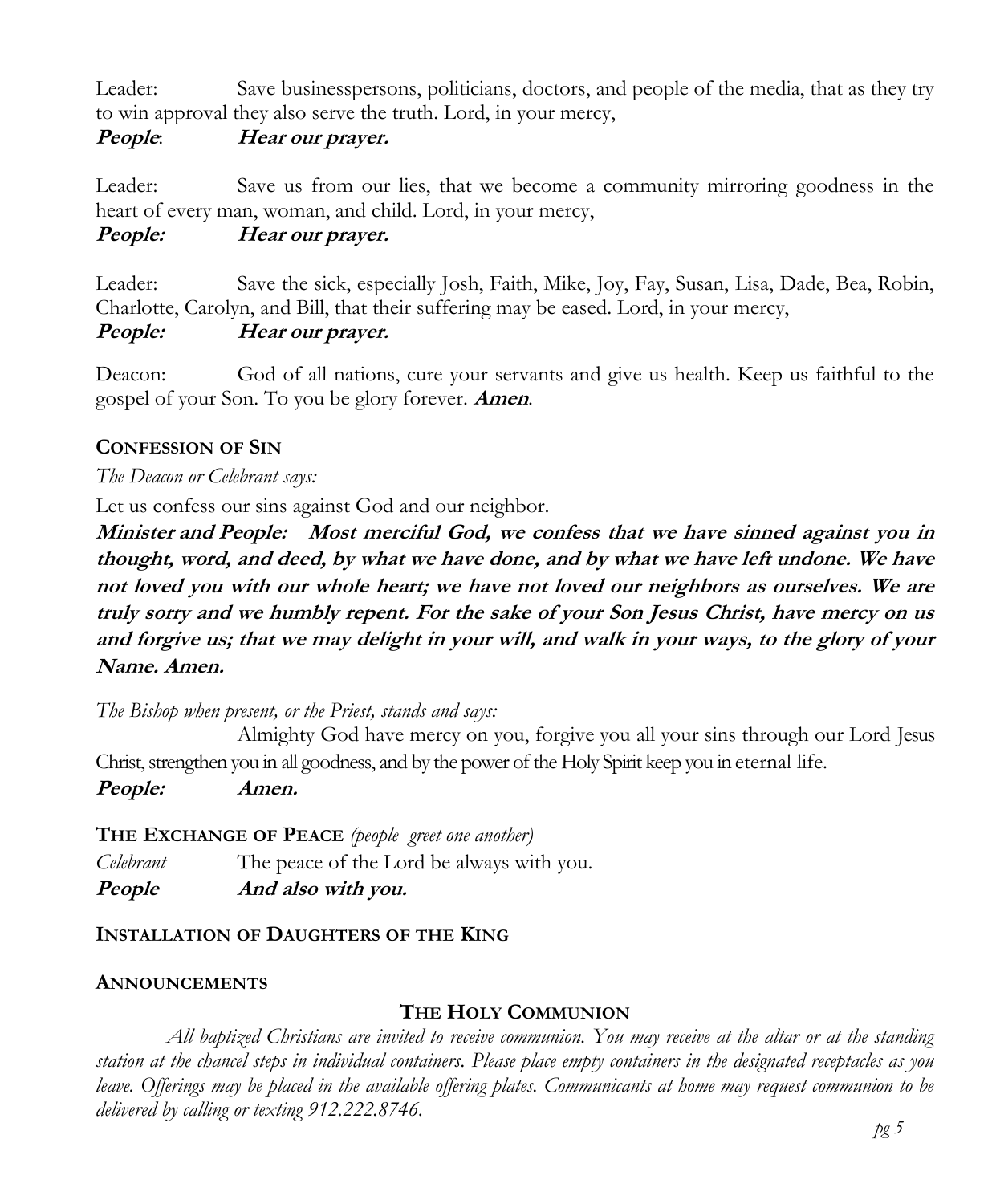Leader: Save businesspersons, politicians, doctors, and people of the media, that as they try to win approval they also serve the truth. Lord, in your mercy,
***People*: *Hear our prayer.***

Leader: Save us from our lies, that we become a community mirroring goodness in the heart of every man, woman, and child. Lord, in your mercy,
***People: Hear our prayer.***

Leader: Save the sick, especially Josh, Faith, Mike, Joy, Fay, Susan, Lisa, Dade, Bea, Robin, Charlotte, Carolyn, and Bill, that their suffering may be eased. Lord, in your mercy,
***People: Hear our prayer.***

Deacon: God of all nations, cure your servants and give us health. Keep us faithful to the gospel of your Son. To you be glory forever. ***Amen***.

**CONFESSION OF SIN**

*The Deacon or Celebrant says:*

Let us confess our sins against God and our neighbor.

***Minister and People: Most merciful God, we confess that we have sinned against you in thought, word, and deed, by what we have done, and by what we have left undone. We have not loved you with our whole heart; we have not loved our neighbors as ourselves. We are truly sorry and we humbly repent. For the sake of your Son Jesus Christ, have mercy on us and forgive us; that we may delight in your will, and walk in your ways, to the glory of your Name. Amen.***

*The Bishop when present, or the Priest, stands and says:*

Almighty God have mercy on you, forgive you all your sins through our Lord Jesus Christ, strengthen you in all goodness, and by the power of the Holy Spirit keep you in eternal life.
***People: Amen.***

**THE EXCHANGE OF PEACE** *(people greet one another)*

*Celebrant* The peace of the Lord be always with you.
***People And also with you.***

**INSTALLATION OF DAUGHTERS OF THE KING**

**ANNOUNCEMENTS**

## THE HOLY COMMUNION

*All baptized Christians are invited to receive communion. You may receive at the altar or at the standing station at the chancel steps in individual containers. Please place empty containers in the designated receptacles as you leave. Offerings may be placed in the available offering plates. Communicants at home may request communion to be delivered by calling or texting 912.222.8746.*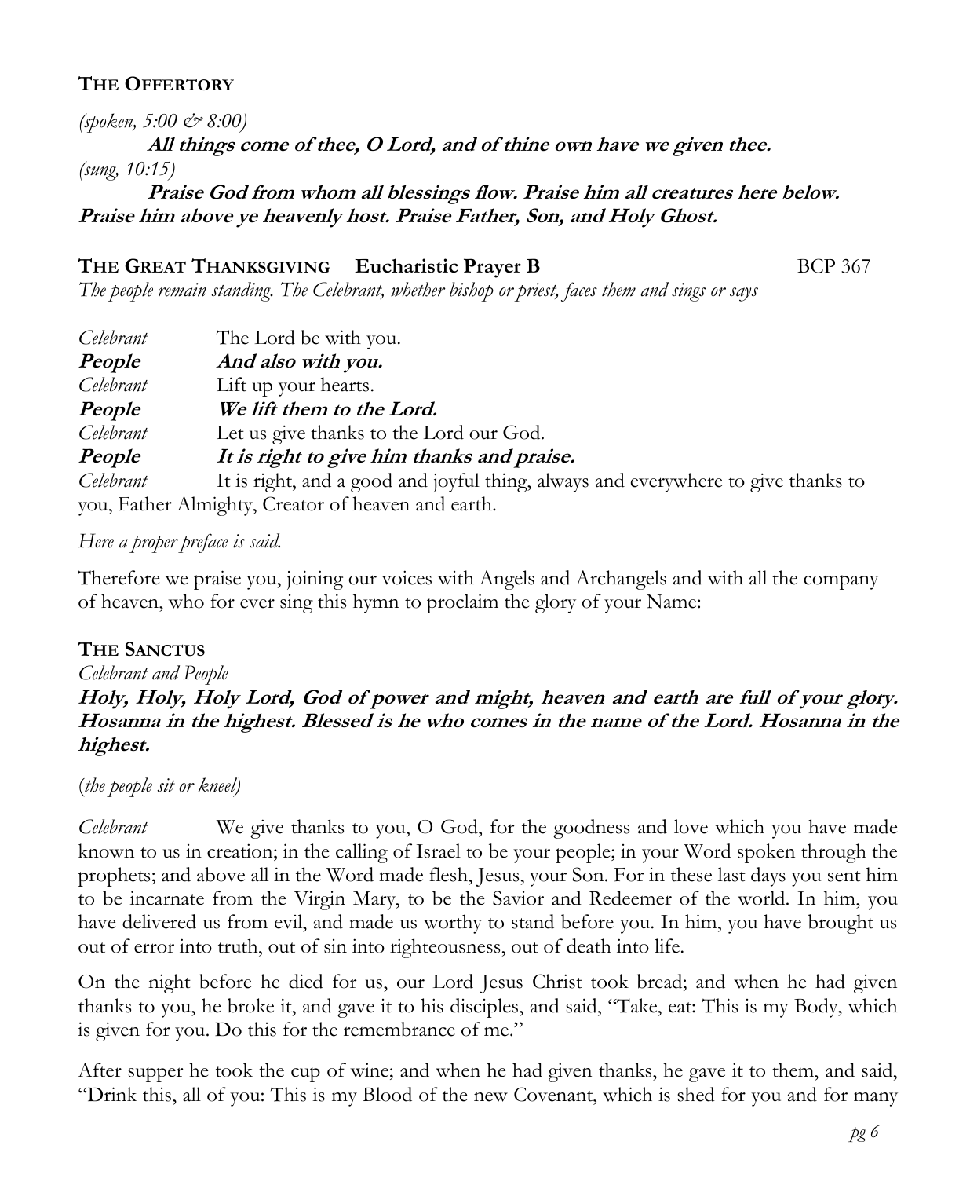**THE OFFERTORY**

*(spoken, 5:00 & 8:00)*

**All things come of thee, O Lord, and of thine own have we given thee.**

*(sung, 10:15)*

**Praise God from whom all blessings flow. Praise him all creatures here below. Praise him above ye heavenly host. Praise Father, Son, and Holy Ghost.**

**THE GREAT THANKSGIVING Eucharistic Prayer B** BCP 367

*The people remain standing. The Celebrant, whether bishop or priest, faces them and sings or says*

*Celebrant* The Lord be with you.
***People*** ***And also with you.***
*Celebrant* Lift up your hearts.
***People*** ***We lift them to the Lord.***
*Celebrant* Let us give thanks to the Lord our God.
***People*** ***It is right to give him thanks and praise.***
*Celebrant* It is right, and a good and joyful thing, always and everywhere to give thanks to you, Father Almighty, Creator of heaven and earth.

*Here a proper preface is said.*

Therefore we praise you, joining our voices with Angels and Archangels and with all the company of heaven, who for ever sing this hymn to proclaim the glory of your Name:

**THE SANCTUS**

*Celebrant and People*

**Holy, Holy, Holy Lord, God of power and might, heaven and earth are full of your glory. Hosanna in the highest. Blessed is he who comes in the name of the Lord. Hosanna in the highest.**

(*the people sit or kneel*)

*Celebrant* We give thanks to you, O God, for the goodness and love which you have made known to us in creation; in the calling of Israel to be your people; in your Word spoken through the prophets; and above all in the Word made flesh, Jesus, your Son. For in these last days you sent him to be incarnate from the Virgin Mary, to be the Savior and Redeemer of the world. In him, you have delivered us from evil, and made us worthy to stand before you. In him, you have brought us out of error into truth, out of sin into righteousness, out of death into life.

On the night before he died for us, our Lord Jesus Christ took bread; and when he had given thanks to you, he broke it, and gave it to his disciples, and said, "Take, eat: This is my Body, which is given for you. Do this for the remembrance of me."

After supper he took the cup of wine; and when he had given thanks, he gave it to them, and said, "Drink this, all of you: This is my Blood of the new Covenant, which is shed for you and for many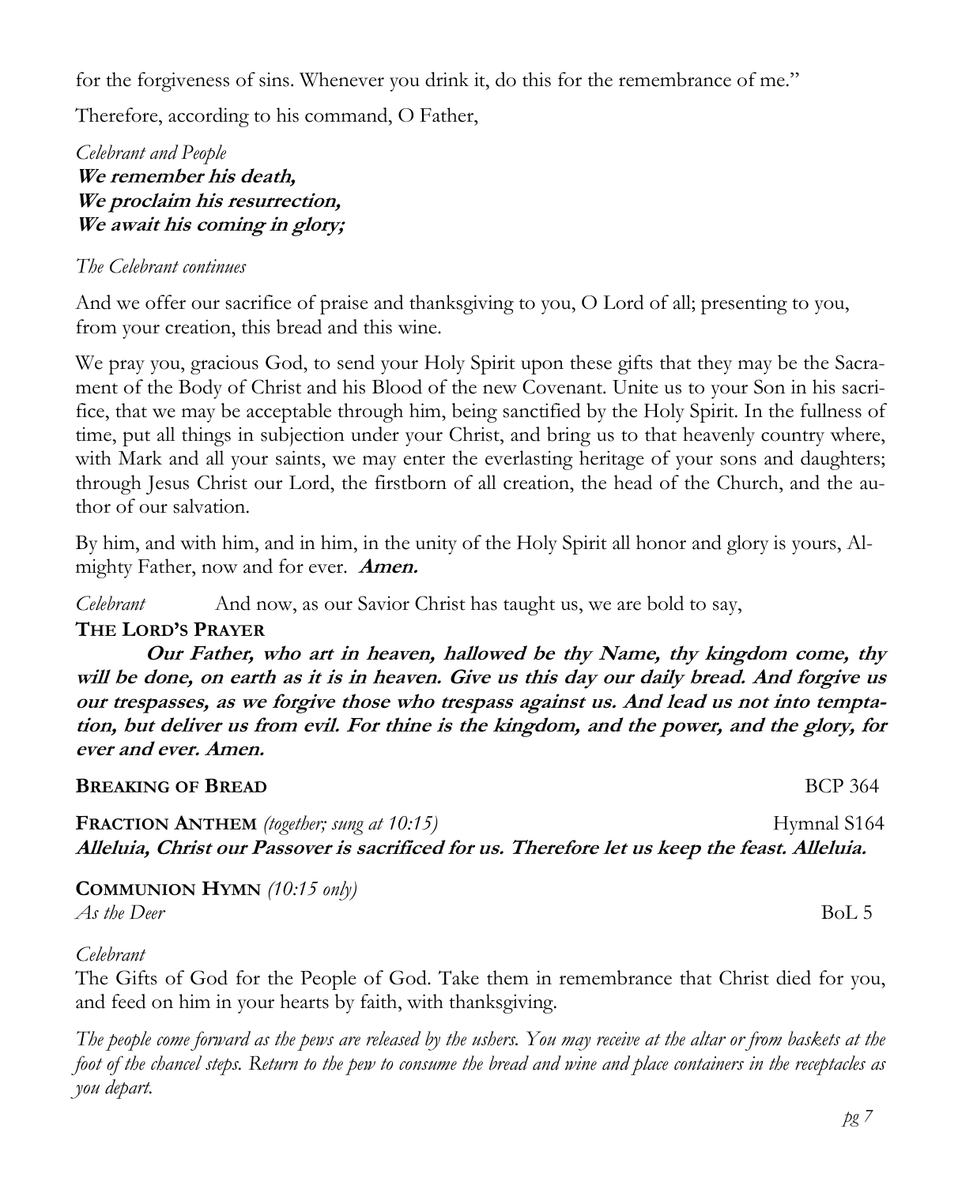for the forgiveness of sins. Whenever you drink it, do this for the remembrance of me."

Therefore, according to his command, O Father,

*Celebrant and People*
**We remember his death,**
**We proclaim his resurrection,**
**We await his coming in glory;**

*The Celebrant continues*

And we offer our sacrifice of praise and thanksgiving to you, O Lord of all; presenting to you, from your creation, this bread and this wine.

We pray you, gracious God, to send your Holy Spirit upon these gifts that they may be the Sacrament of the Body of Christ and his Blood of the new Covenant. Unite us to your Son in his sacrifice, that we may be acceptable through him, being sanctified by the Holy Spirit. In the fullness of time, put all things in subjection under your Christ, and bring us to that heavenly country where, with Mark and all your saints, we may enter the everlasting heritage of your sons and daughters; through Jesus Christ our Lord, the firstborn of all creation, the head of the Church, and the author of our salvation.

By him, and with him, and in him, in the unity of the Holy Spirit all honor and glory is yours, Almighty Father, now and for ever. **Amen.**

*Celebrant* And now, as our Savior Christ has taught us, we are bold to say,

**THE LORD'S PRAYER**

**Our Father, who art in heaven, hallowed be thy Name, thy kingdom come, thy will be done, on earth as it is in heaven. Give us this day our daily bread. And forgive us our trespasses, as we forgive those who trespass against us. And lead us not into temptation, but deliver us from evil. For thine is the kingdom, and the power, and the glory, for ever and ever. Amen.**

**BREAKING OF BREAD** BCP 364

**FRACTION ANTHEM** *(together; sung at 10:15)* Hymnal S164
**Alleluia, Christ our Passover is sacrificed for us. Therefore let us keep the feast. Alleluia.**

**COMMUNION HYMN** *(10:15 only)*
*As the Deer* BoL 5

*Celebrant*
The Gifts of God for the People of God. Take them in remembrance that Christ died for you, and feed on him in your hearts by faith, with thanksgiving.

*The people come forward as the pews are released by the ushers. You may receive at the altar or from baskets at the foot of the chancel steps. Return to the pew to consume the bread and wine and place containers in the receptacles as you depart.*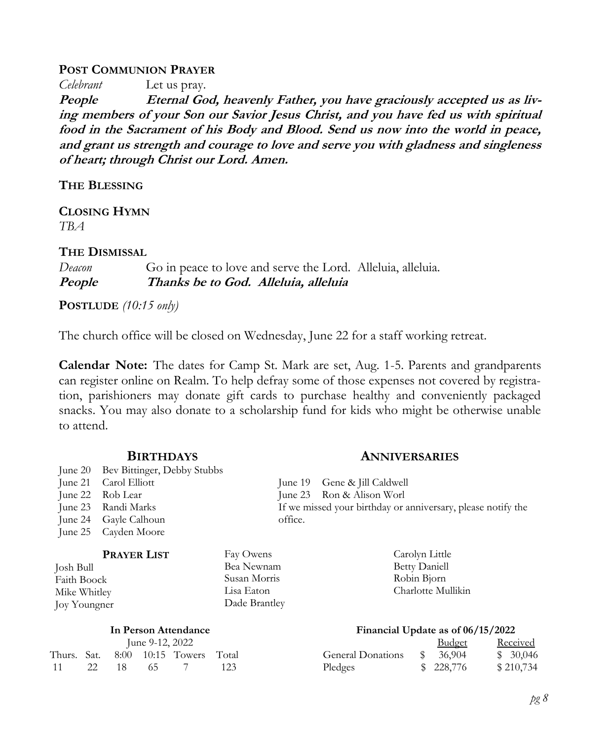**POST COMMUNION PRAYER**

*Celebrant* Let us pray.

***People*** ***Eternal God, heavenly Father, you have graciously accepted us as living members of your Son our Savior Jesus Christ, and you have fed us with spiritual food in the Sacrament of his Body and Blood. Send us now into the world in peace, and grant us strength and courage to love and serve you with gladness and singleness of heart; through Christ our Lord. Amen.***

**THE BLESSING**

**CLOSING HYMN**

*TBA*

**THE DISMISSAL**

*Deacon* Go in peace to love and serve the Lord. Alleluia, alleluia.

***People*** ***Thanks be to God. Alleluia, alleluia***

**POSTLUDE** *(10:15 only)*

The church office will be closed on Wednesday, June 22 for a staff working retreat.

**Calendar Note:** The dates for Camp St. Mark are set, Aug. 1-5. Parents and grandparents can register online on Realm. To help defray some of those expenses not covered by registration, parishioners may donate gift cards to purchase healthy and conveniently packaged snacks. You may also donate to a scholarship fund for kids who might be otherwise unable to attend.

## BIRTHDAYS

June 20 Bev Bittinger, Debby Stubbs
June 21 Carol Elliott
June 22 Rob Lear
June 23 Randi Marks
June 24 Gayle Calhoun
June 25 Cayden Moore

## ANNIVERSARIES

June 19 Gene & Jill Caldwell
June 23 Ron & Alison Worl
If we missed your birthday or anniversary, please notify the office.

**PRAYER LIST**

Josh Bull
Faith Boock
Mike Whitley
Joy Youngner
Fay Owens
Bea Newnam
Susan Morris
Lisa Eaton
Dade Brantley
Carolyn Little
Betty Daniell
Robin Bjorn
Charlotte Mullikin

**In Person Attendance**

June 9-12, 2022

| Thurs. | Sat. | 8:00 | 10:15 | Towers | Total |
|---|---|---|---|---|---|
| 11 | 22 | 18 | 65 | 7 | 123 |

**Financial Update as of 06/15/2022**

| | Budget | Received |
|---|---|---|
| General Donations | $ 36,904 | $ 30,046 |
| Pledges | $ 228,776 | $ 210,734 |